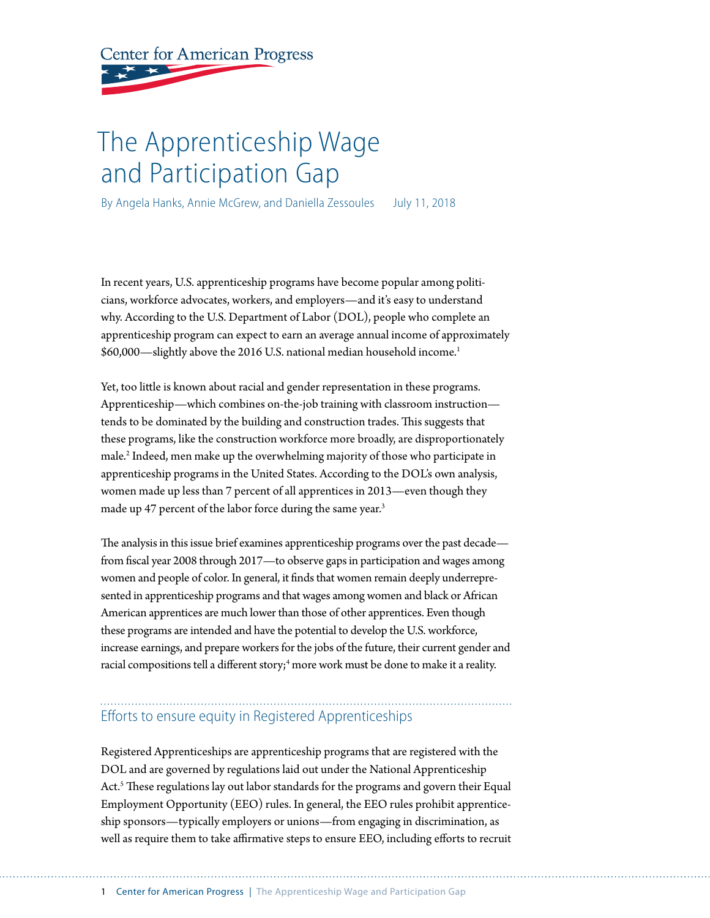Center for American Progress

# The Apprenticeship Wage and Participation Gap

By Angela Hanks, Annie McGrew, and Daniella Zessoules July 11, 2018

In recent years, U.S. apprenticeship programs have become popular among politicians, workforce advocates, workers, and employers—and it's easy to understand why. According to the U.S. Department of Labor (DOL), people who complete an apprenticeship program can expect to earn an average annual income of approximately $60,000—slightly above the 2016 U.S. national median household income.[1]

Yet, too little is known about racial and gender representation in these programs. Apprenticeship—which combines on-the-job training with classroom instruction—tends to be dominated by the building and construction trades. This suggests that these programs, like the construction workforce more broadly, are disproportionately male.[2] Indeed, men make up the overwhelming majority of those who participate in apprenticeship programs in the United States. According to the DOL's own analysis, women made up less than 7 percent of all apprentices in 2013—even though they made up 47 percent of the labor force during the same year.[3]

The analysis in this issue brief examines apprenticeship programs over the past decade—from fiscal year 2008 through 2017—to observe gaps in participation and wages among women and people of color. In general, it finds that women remain deeply underrepresented in apprenticeship programs and that wages among women and black or African American apprentices are much lower than those of other apprentices. Even though these programs are intended and have the potential to develop the U.S. workforce, increase earnings, and prepare workers for the jobs of the future, their current gender and racial compositions tell a different story;[4] more work must be done to make it a reality.

## Efforts to ensure equity in Registered Apprenticeships

Registered Apprenticeships are apprenticeship programs that are registered with the DOL and are governed by regulations laid out under the National Apprenticeship Act.[5] These regulations lay out labor standards for the programs and govern their Equal Employment Opportunity (EEO) rules. In general, the EEO rules prohibit apprenticeship sponsors—typically employers or unions—from engaging in discrimination, as well as require them to take affirmative steps to ensure EEO, including efforts to recruit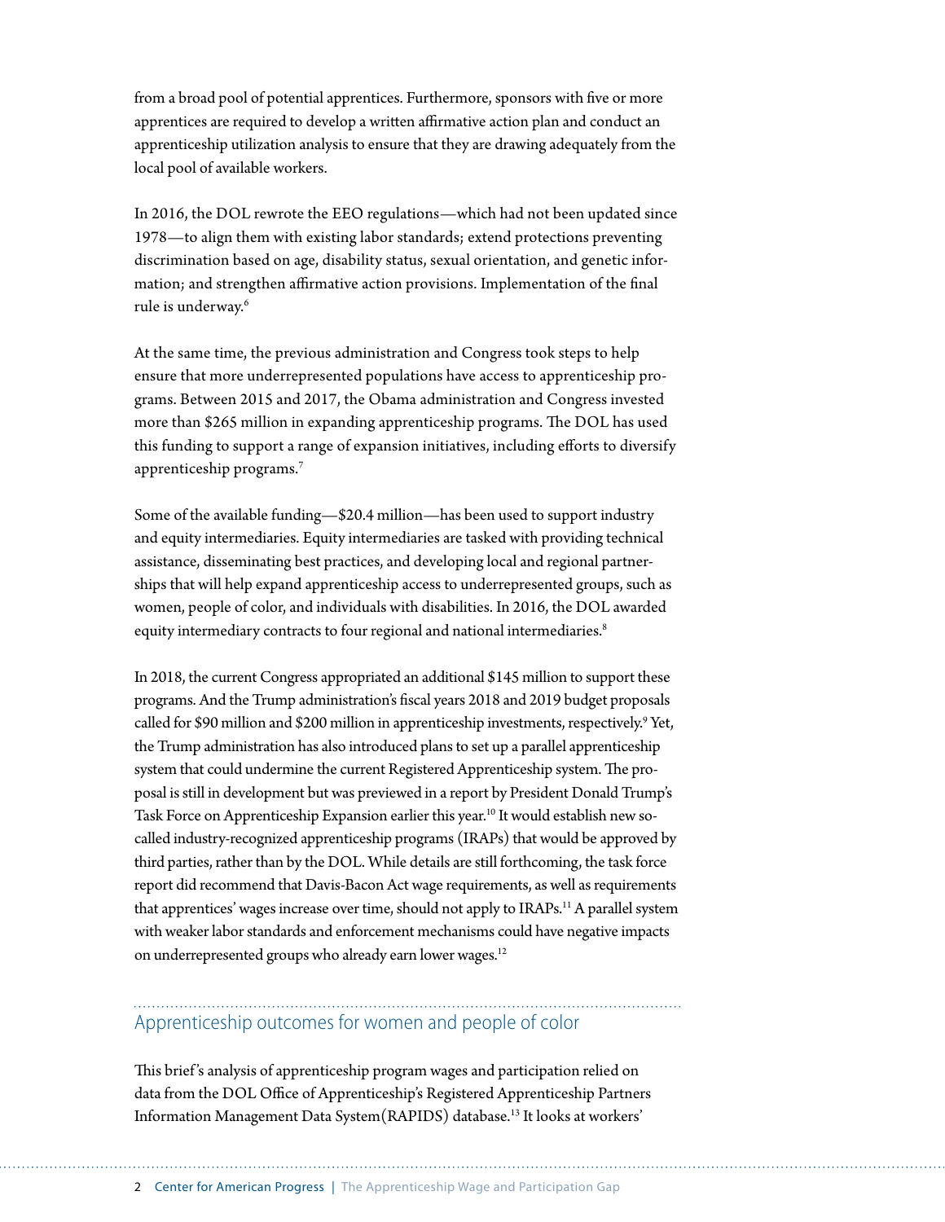from a broad pool of potential apprentices. Furthermore, sponsors with five or more apprentices are required to develop a written affirmative action plan and conduct an apprenticeship utilization analysis to ensure that they are drawing adequately from the local pool of available workers.

In 2016, the DOL rewrote the EEO regulations—which had not been updated since 1978—to align them with existing labor standards; extend protections preventing discrimination based on age, disability status, sexual orientation, and genetic information; and strengthen affirmative action provisions. Implementation of the final rule is underway.[6]

At the same time, the previous administration and Congress took steps to help ensure that more underrepresented populations have access to apprenticeship programs. Between 2015 and 2017, the Obama administration and Congress invested more than $265 million in expanding apprenticeship programs. The DOL has used this funding to support a range of expansion initiatives, including efforts to diversify apprenticeship programs.[7]

Some of the available funding—$20.4 million—has been used to support industry and equity intermediaries. Equity intermediaries are tasked with providing technical assistance, disseminating best practices, and developing local and regional partnerships that will help expand apprenticeship access to underrepresented groups, such as women, people of color, and individuals with disabilities. In 2016, the DOL awarded equity intermediary contracts to four regional and national intermediaries.[8]

In 2018, the current Congress appropriated an additional $145 million to support these programs. And the Trump administration's fiscal years 2018 and 2019 budget proposals called for $90 million and $200 million in apprenticeship investments, respectively.[9] Yet, the Trump administration has also introduced plans to set up a parallel apprenticeship system that could undermine the current Registered Apprenticeship system. The proposal is still in development but was previewed in a report by President Donald Trump's Task Force on Apprenticeship Expansion earlier this year.[10] It would establish new so-called industry-recognized apprenticeship programs (IRAPs) that would be approved by third parties, rather than by the DOL. While details are still forthcoming, the task force report did recommend that Davis-Bacon Act wage requirements, as well as requirements that apprentices' wages increase over time, should not apply to IRAPs.[11] A parallel system with weaker labor standards and enforcement mechanisms could have negative impacts on underrepresented groups who already earn lower wages.[12]

## Apprenticeship outcomes for women and people of color

This brief's analysis of apprenticeship program wages and participation relied on data from the DOL Office of Apprenticeship's Registered Apprenticeship Partners Information Management Data System(RAPIDS) database.[13] It looks at workers'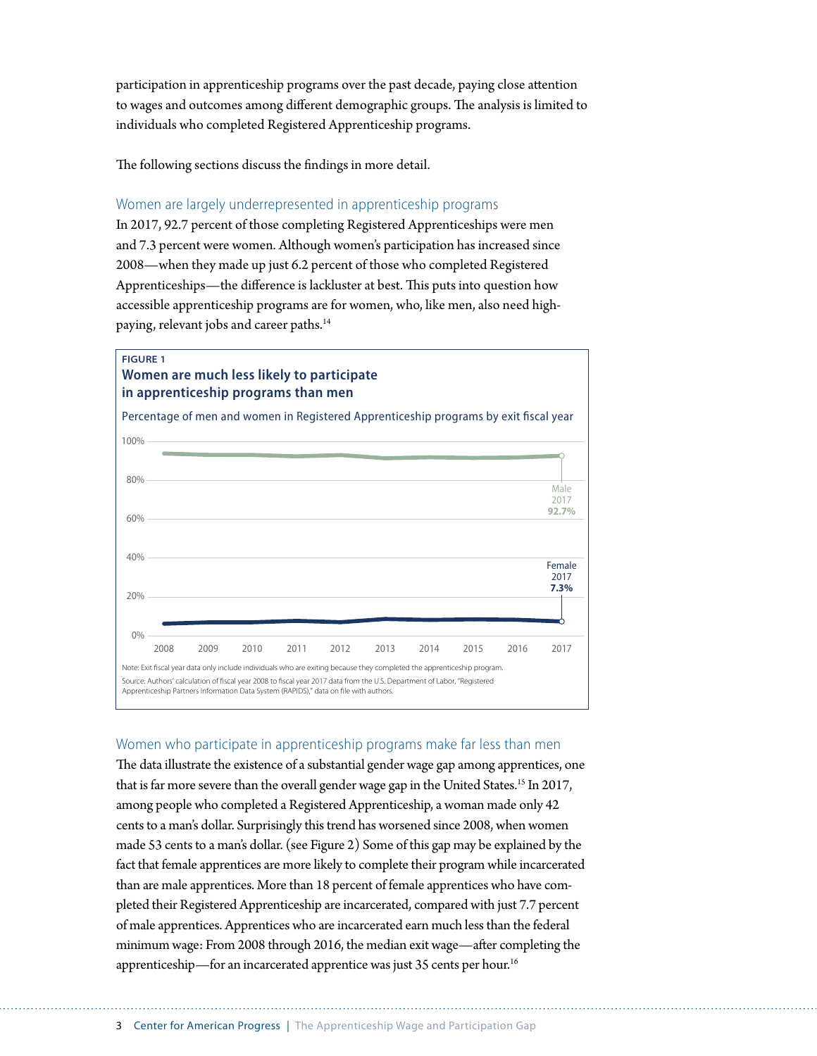participation in apprenticeship programs over the past decade, paying close attention to wages and outcomes among different demographic groups. The analysis is limited to individuals who completed Registered Apprenticeship programs.

The following sections discuss the findings in more detail.

### Women are largely underrepresented in apprenticeship programs

In 2017, 92.7 percent of those completing Registered Apprenticeships were men and 7.3 percent were women. Although women's participation has increased since 2008—when they made up just 6.2 percent of those who completed Registered Apprenticeships—the difference is lackluster at best. This puts into question how accessible apprenticeship programs are for women, who, like men, also need high-paying, relevant jobs and career paths.[14]

**FIGURE 1**

**Women are much less likely to participate in apprenticeship programs than men**

Percentage of men and women in Registered Apprenticeship programs by exit fiscal year

Male 2017 **92.7%**

Female 2017 **7.3%**

Note: Exit fiscal year data only include individuals who are exiting because they completed the apprenticeship program.

Source: Authors' calculation of fiscal year 2008 to fiscal year 2017 data from the U.S. Department of Labor, "Registered Apprenticeship Partners Information Data System (RAPIDS)," data on file with authors.

### Women who participate in apprenticeship programs make far less than men

The data illustrate the existence of a substantial gender wage gap among apprentices, one that is far more severe than the overall gender wage gap in the United States.[15] In 2017, among people who completed a Registered Apprenticeship, a woman made only 42 cents to a man's dollar. Surprisingly this trend has worsened since 2008, when women made 53 cents to a man's dollar. (see Figure 2) Some of this gap may be explained by the fact that female apprentices are more likely to complete their program while incarcerated than are male apprentices. More than 18 percent of female apprentices who have completed their Registered Apprenticeship are incarcerated, compared with just 7.7 percent of male apprentices. Apprentices who are incarcerated earn much less than the federal minimum wage: From 2008 through 2016, the median exit wage—after completing the apprenticeship—for an incarcerated apprentice was just 35 cents per hour.[16]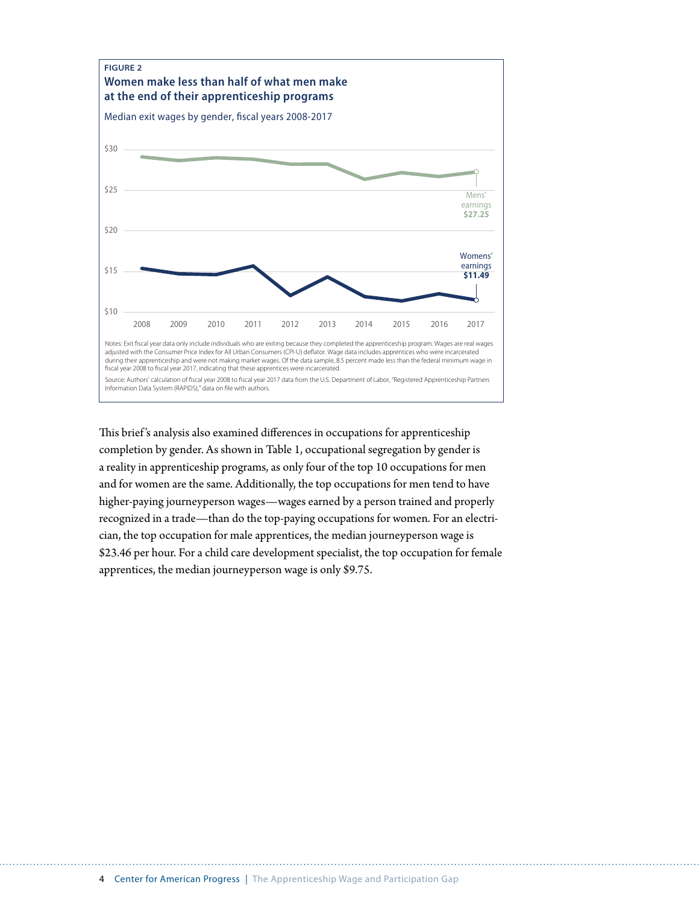**FIGURE 2**

**Women make less than half of what men make at the end of their apprenticeship programs**

Median exit wages by gender, fiscal years 2008-2017

Mens' earnings **$27.25**

Womens' earnings **$11.49**

Notes: Exit fiscal year data only include individuals who are exiting because they completed the apprenticeship program. Wages are real wages adjusted with the Consumer Price Index for All Urban Consumers (CPI-U) deflator. Wage data includes apprentices who were incarcerated during their apprenticeship and were not making market wages. Of the data sample, 8.5 percent made less than the federal minimum wage in fiscal year 2008 to fiscal year 2017, indicating that these apprentices were incarcerated.

Source: Authors' calculation of fiscal year 2008 to fiscal year 2017 data from the U.S. Department of Labor, "Registered Apprenticeship Partners Information Data System (RAPIDS)," data on file with authors.

This brief's analysis also examined differences in occupations for apprenticeship completion by gender. As shown in Table 1, occupational segregation by gender is a reality in apprenticeship programs, as only four of the top 10 occupations for men and for women are the same. Additionally, the top occupations for men tend to have higher-paying journeyperson wages—wages earned by a person trained and properly recognized in a trade—than do the top-paying occupations for women. For an electrician, the top occupation for male apprentices, the median journeyperson wage is $23.46 per hour. For a child care development specialist, the top occupation for female apprentices, the median journeyperson wage is only $9.75.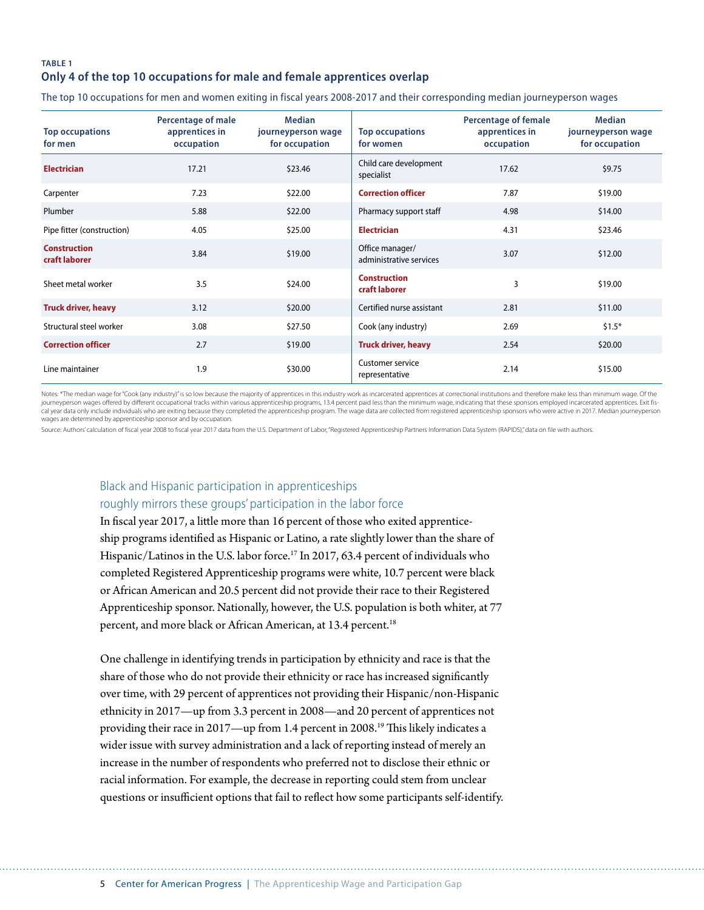**TABLE 1**

### Only 4 of the top 10 occupations for male and female apprentices overlap

The top 10 occupations for men and women exiting in fiscal years 2008-2017 and their corresponding median journeyperson wages

| Top occupations for men | Percentage of male apprentices in occupation | Median journeyperson wage for occupation | Top occupations for women | Percentage of female apprentices in occupation | Median journeyperson wage for occupation |
|---|---|---|---|---|---|
| **Electrician** | 17.21 | $23.46 | Child care development specialist | 17.62 | $9.75 |
| Carpenter | 7.23 | $22.00 | **Correction officer** | 7.87 | $19.00 |
| Plumber | 5.88 | $22.00 | Pharmacy support staff | 4.98 | $14.00 |
| Pipe fitter (construction) | 4.05 | $25.00 | **Electrician** | 4.31 | $23.46 |
| **Construction craft laborer** | 3.84 | $19.00 | Office manager/ administrative services | 3.07 | $12.00 |
| Sheet metal worker | 3.5 | $24.00 | **Construction craft laborer** | 3 | $19.00 |
| **Truck driver, heavy** | 3.12 | $20.00 | Certified nurse assistant | 2.81 | $11.00 |
| Structural steel worker | 3.08 | $27.50 | Cook (any industry) | 2.69 | $1.5* |
| **Correction officer** | 2.7 | $19.00 | **Truck driver, heavy** | 2.54 | $20.00 |
| Line maintainer | 1.9 | $30.00 | Customer service representative | 2.14 | $15.00 |

Notes: *The median wage for "Cook (any industry)" is so low because the majority of apprentices in this industry work as incarcerated apprentices at correctional institutions and therefore make less than minimum wage. Of the journeyperson wages offered by different occupational tracks within various apprenticeship programs, 13.4 percent paid less than the minimum wage, indicating that these sponsors employed incarcerated apprentices. Exit fiscal year data only include individuals who are exiting because they completed the apprenticeship program. The wage data are collected from registered apprenticeship sponsors who were active in 2017. Median journeyperson wages are determined by apprenticeship sponsor and by occupation.

Source: Authors' calculation of fiscal year 2008 to fiscal year 2017 data from the U.S. Department of Labor, "Registered Apprenticeship Partners Information Data System (RAPIDS)," data on file with authors.

## Black and Hispanic participation in apprenticeships roughly mirrors these groups' participation in the labor force

In fiscal year 2017, a little more than 16 percent of those who exited apprenticeship programs identified as Hispanic or Latino, a rate slightly lower than the share of Hispanic/Latinos in the U.S. labor force.[17] In 2017, 63.4 percent of individuals who completed Registered Apprenticeship programs were white, 10.7 percent were black or African American and 20.5 percent did not provide their race to their Registered Apprenticeship sponsor. Nationally, however, the U.S. population is both whiter, at 77 percent, and more black or African American, at 13.4 percent.[18]

One challenge in identifying trends in participation by ethnicity and race is that the share of those who do not provide their ethnicity or race has increased significantly over time, with 29 percent of apprentices not providing their Hispanic/non-Hispanic ethnicity in 2017—up from 3.3 percent in 2008—and 20 percent of apprentices not providing their race in 2017—up from 1.4 percent in 2008.[19] This likely indicates a wider issue with survey administration and a lack of reporting instead of merely an increase in the number of respondents who preferred not to disclose their ethnic or racial information. For example, the decrease in reporting could stem from unclear questions or insufficient options that fail to reflect how some participants self-identify.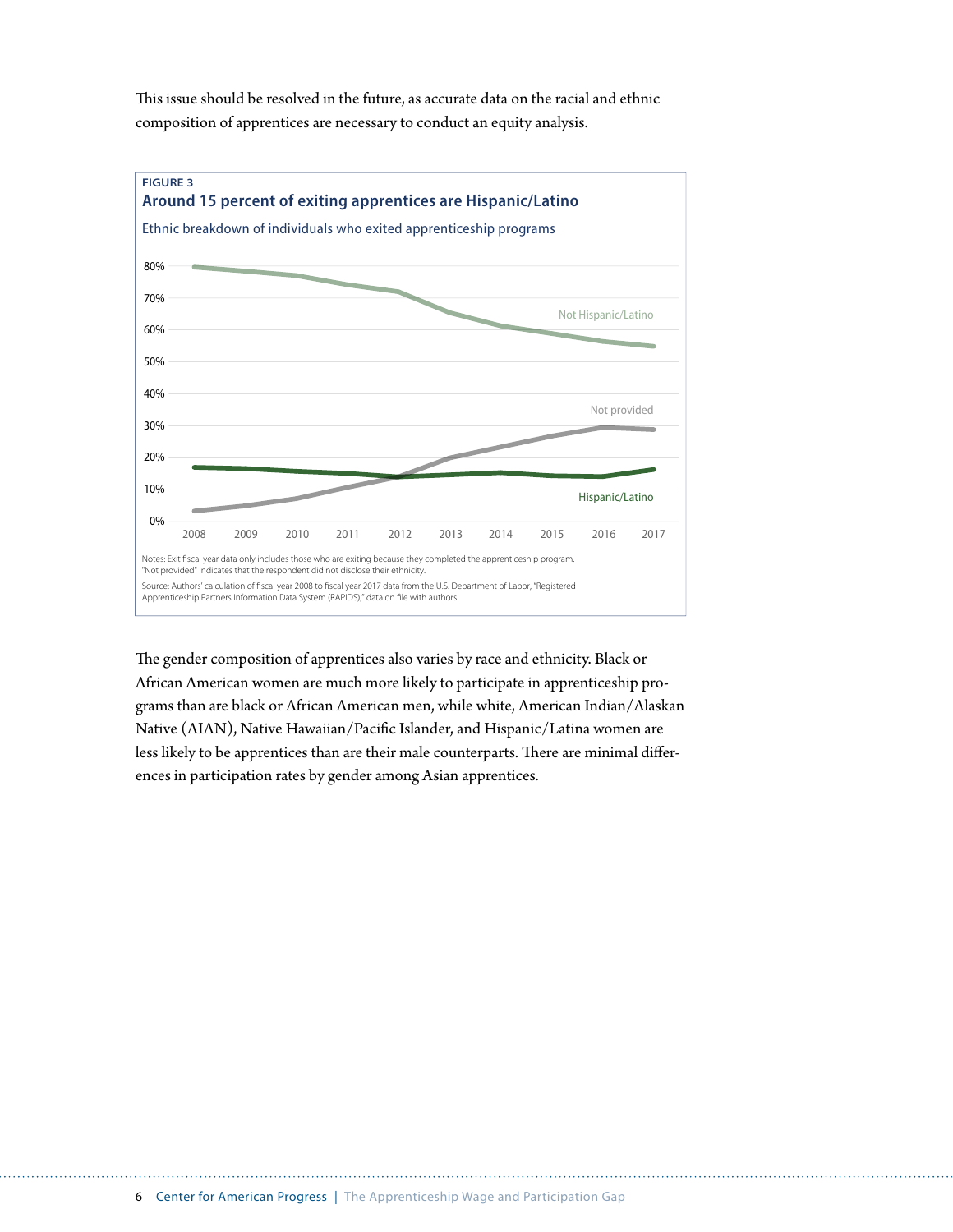This issue should be resolved in the future, as accurate data on the racial and ethnic composition of apprentices are necessary to conduct an equity analysis.

**FIGURE 3**

**Around 15 percent of exiting apprentices are Hispanic/Latino**

Ethnic breakdown of individuals who exited apprenticeship programs

Notes: Exit fiscal year data only includes those who are exiting because they completed the apprenticeship program. "Not provided" indicates that the respondent did not disclose their ethnicity.

Source: Authors' calculation of fiscal year 2008 to fiscal year 2017 data from the U.S. Department of Labor, "Registered Apprenticeship Partners Information Data System (RAPIDS)," data on file with authors.

The gender composition of apprentices also varies by race and ethnicity. Black or African American women are much more likely to participate in apprenticeship programs than are black or African American men, while white, American Indian/Alaskan Native (AIAN), Native Hawaiian/Pacific Islander, and Hispanic/Latina women are less likely to be apprentices than are their male counterparts. There are minimal differences in participation rates by gender among Asian apprentices.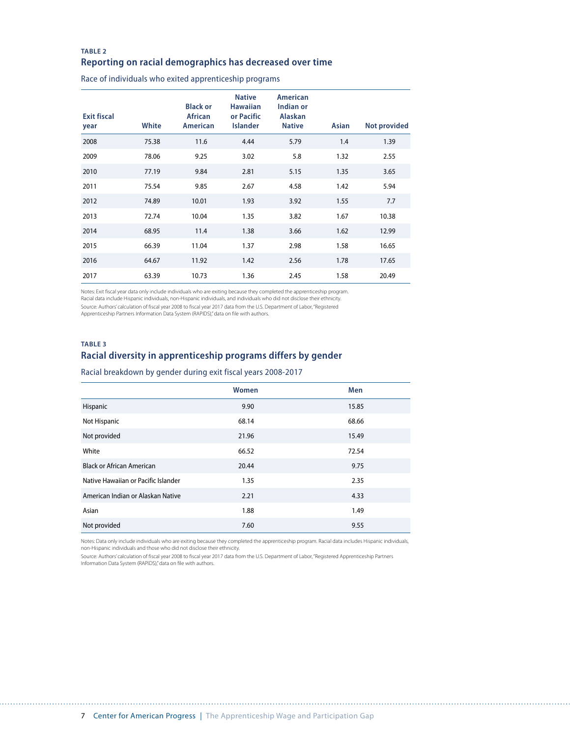**TABLE 2**

## Reporting on racial demographics has decreased over time

Race of individuals who exited apprenticeship programs

| Exit fiscal year | White | Black or African American | Native Hawaiian or Pacific Islander | American Indian or Alaskan Native | Asian | Not provided |
|---|---|---|---|---|---|---|
| 2008 | 75.38 | 11.6 | 4.44 | 5.79 | 1.4 | 1.39 |
| 2009 | 78.06 | 9.25 | 3.02 | 5.8 | 1.32 | 2.55 |
| 2010 | 77.19 | 9.84 | 2.81 | 5.15 | 1.35 | 3.65 |
| 2011 | 75.54 | 9.85 | 2.67 | 4.58 | 1.42 | 5.94 |
| 2012 | 74.89 | 10.01 | 1.93 | 3.92 | 1.55 | 7.7 |
| 2013 | 72.74 | 10.04 | 1.35 | 3.82 | 1.67 | 10.38 |
| 2014 | 68.95 | 11.4 | 1.38 | 3.66 | 1.62 | 12.99 |
| 2015 | 66.39 | 11.04 | 1.37 | 2.98 | 1.58 | 16.65 |
| 2016 | 64.67 | 11.92 | 1.42 | 2.56 | 1.78 | 17.65 |
| 2017 | 63.39 | 10.73 | 1.36 | 2.45 | 1.58 | 20.49 |

Notes: Exit fiscal year data only include individuals who are exiting because they completed the apprenticeship program. Racial data include Hispanic individuals, non-Hispanic individuals, and individuals who did not disclose their ethnicity.
Source: Authors' calculation of fiscal year 2008 to fiscal year 2017 data from the U.S. Department of Labor, "Registered Apprenticeship Partners Information Data System (RAPIDS)," data on file with authors.

**TABLE 3**

## Racial diversity in apprenticeship programs differs by gender

Racial breakdown by gender during exit fiscal years 2008-2017

| | Women | Men |
|---|---|---|
| Hispanic | 9.90 | 15.85 |
| Not Hispanic | 68.14 | 68.66 |
| Not provided | 21.96 | 15.49 |
| White | 66.52 | 72.54 |
| Black or African American | 20.44 | 9.75 |
| Native Hawaiian or Pacific Islander | 1.35 | 2.35 |
| American Indian or Alaskan Native | 2.21 | 4.33 |
| Asian | 1.88 | 1.49 |
| Not provided | 7.60 | 9.55 |

Notes: Data only include individuals who are exiting because they completed the apprenticeship program. Racial data includes Hispanic individuals, non-Hispanic individuals and those who did not disclose their ethnicity.
Source: Authors' calculation of fiscal year 2008 to fiscal year 2017 data from the U.S. Department of Labor, "Registered Apprenticeship Partners Information Data System (RAPIDS)," data on file with authors.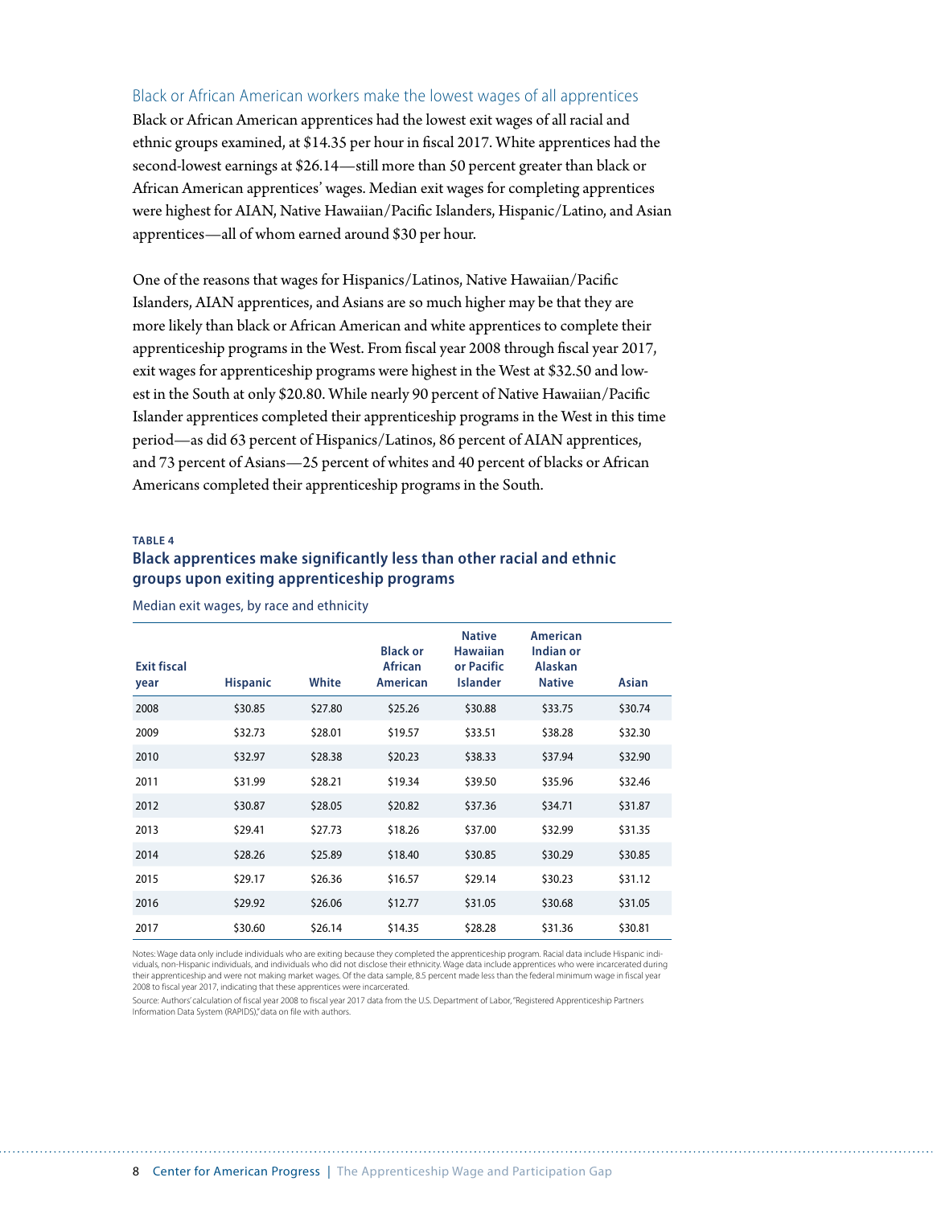### Black or African American workers make the lowest wages of all apprentices

Black or African American apprentices had the lowest exit wages of all racial and ethnic groups examined, at $14.35 per hour in fiscal 2017. White apprentices had the second-lowest earnings at $26.14—still more than 50 percent greater than black or African American apprentices' wages. Median exit wages for completing apprentices were highest for AIAN, Native Hawaiian/Pacific Islanders, Hispanic/Latino, and Asian apprentices—all of whom earned around $30 per hour.

One of the reasons that wages for Hispanics/Latinos, Native Hawaiian/Pacific Islanders, AIAN apprentices, and Asians are so much higher may be that they are more likely than black or African American and white apprentices to complete their apprenticeship programs in the West. From fiscal year 2008 through fiscal year 2017, exit wages for apprenticeship programs were highest in the West at $32.50 and lowest in the South at only $20.80. While nearly 90 percent of Native Hawaiian/Pacific Islander apprentices completed their apprenticeship programs in the West in this time period—as did 63 percent of Hispanics/Latinos, 86 percent of AIAN apprentices, and 73 percent of Asians—25 percent of whites and 40 percent of blacks or African Americans completed their apprenticeship programs in the South.

**TABLE 4**

**Black apprentices make significantly less than other racial and ethnic groups upon exiting apprenticeship programs**

Median exit wages, by race and ethnicity

| Exit fiscal year | Hispanic | White | Black or African American | Native Hawaiian or Pacific Islander | American Indian or Alaskan Native | Asian |
|---|---|---|---|---|---|---|
| 2008 | $30.85 | $27.80 | $25.26 | $30.88 | $33.75 | $30.74 |
| 2009 | $32.73 | $28.01 | $19.57 | $33.51 | $38.28 | $32.30 |
| 2010 | $32.97 | $28.38 | $20.23 | $38.33 | $37.94 | $32.90 |
| 2011 | $31.99 | $28.21 | $19.34 | $39.50 | $35.96 | $32.46 |
| 2012 | $30.87 | $28.05 | $20.82 | $37.36 | $34.71 | $31.87 |
| 2013 | $29.41 | $27.73 | $18.26 | $37.00 | $32.99 | $31.35 |
| 2014 | $28.26 | $25.89 | $18.40 | $30.85 | $30.29 | $30.85 |
| 2015 | $29.17 | $26.36 | $16.57 | $29.14 | $30.23 | $31.12 |
| 2016 | $29.92 | $26.06 | $12.77 | $31.05 | $30.68 | $31.05 |
| 2017 | $30.60 | $26.14 | $14.35 | $28.28 | $31.36 | $30.81 |

Notes: Wage data only include individuals who are exiting because they completed the apprenticeship program. Racial data include Hispanic individuals, non-Hispanic individuals, and individuals who did not disclose their ethnicity. Wage data include apprentices who were incarcerated during their apprenticeship and were not making market wages. Of the data sample, 8.5 percent made less than the federal minimum wage in fiscal year 2008 to fiscal year 2017, indicating that these apprentices were incarcerated.

Source: Authors' calculation of fiscal year 2008 to fiscal year 2017 data from the U.S. Department of Labor, "Registered Apprenticeship Partners Information Data System (RAPIDS)," data on file with authors.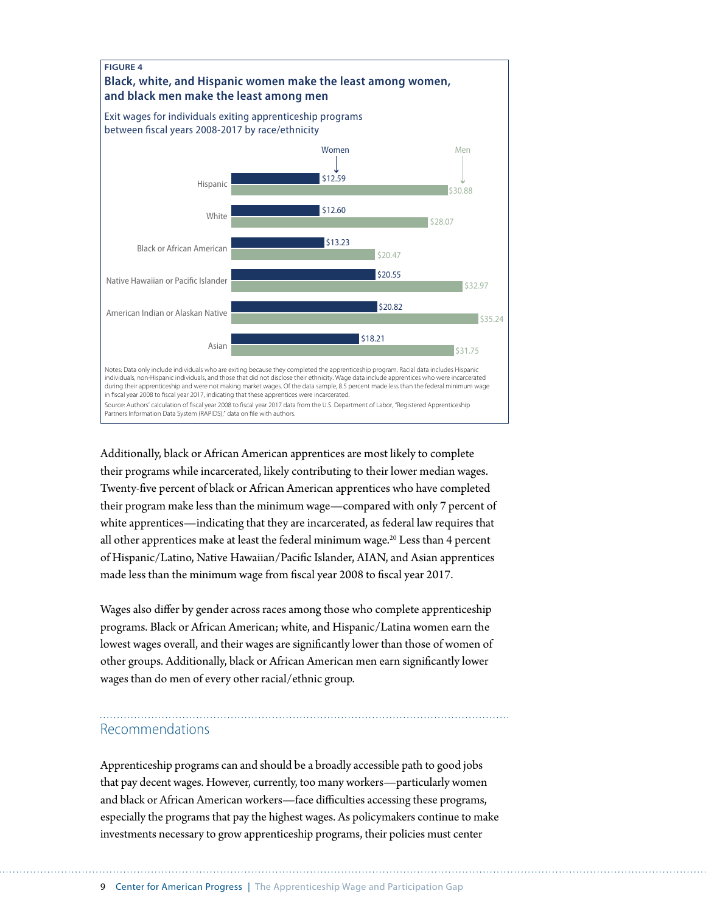**FIGURE 4**

**Black, white, and Hispanic women make the least among women, and black men make the least among men**

Exit wages for individuals exiting apprenticeship programs between fiscal years 2008-2017 by race/ethnicity

| | Women | Men |
|---|---|---|
| Hispanic | $12.59 | $30.88 |
| White | $12.60 | $28.07 |
| Black or African American | $13.23 | $20.47 |
| Native Hawaiian or Pacific Islander | $20.55 | $32.97 |
| American Indian or Alaskan Native | $20.82 | $35.24 |
| Asian | $18.21 | $31.75 |

Notes: Data only include individuals who are exiting because they completed the apprenticeship program. Racial data includes Hispanic individuals, non-Hispanic individuals, and those that did not disclose their ethnicity. Wage data include apprentices who were incarcerated during their apprenticeship and were not making market wages. Of the data sample, 8.5 percent made less than the federal minimum wage in fiscal year 2008 to fiscal year 2017, indicating that these apprentices were incarcerated.

Source: Authors' calculation of fiscal year 2008 to fiscal year 2017 data from the U.S. Department of Labor, "Registered Apprenticeship Partners Information Data System (RAPIDS)," data on file with authors.

Additionally, black or African American apprentices are most likely to complete their programs while incarcerated, likely contributing to their lower median wages. Twenty-five percent of black or African American apprentices who have completed their program make less than the minimum wage—compared with only 7 percent of white apprentices—indicating that they are incarcerated, as federal law requires that all other apprentices make at least the federal minimum wage.[20] Less than 4 percent of Hispanic/Latino, Native Hawaiian/Pacific Islander, AIAN, and Asian apprentices made less than the minimum wage from fiscal year 2008 to fiscal year 2017.

Wages also differ by gender across races among those who complete apprenticeship programs. Black or African American; white, and Hispanic/Latina women earn the lowest wages overall, and their wages are significantly lower than those of women of other groups. Additionally, black or African American men earn significantly lower wages than do men of every other racial/ethnic group.

## Recommendations

Apprenticeship programs can and should be a broadly accessible path to good jobs that pay decent wages. However, currently, too many workers—particularly women and black or African American workers—face difficulties accessing these programs, especially the programs that pay the highest wages. As policymakers continue to make investments necessary to grow apprenticeship programs, their policies must center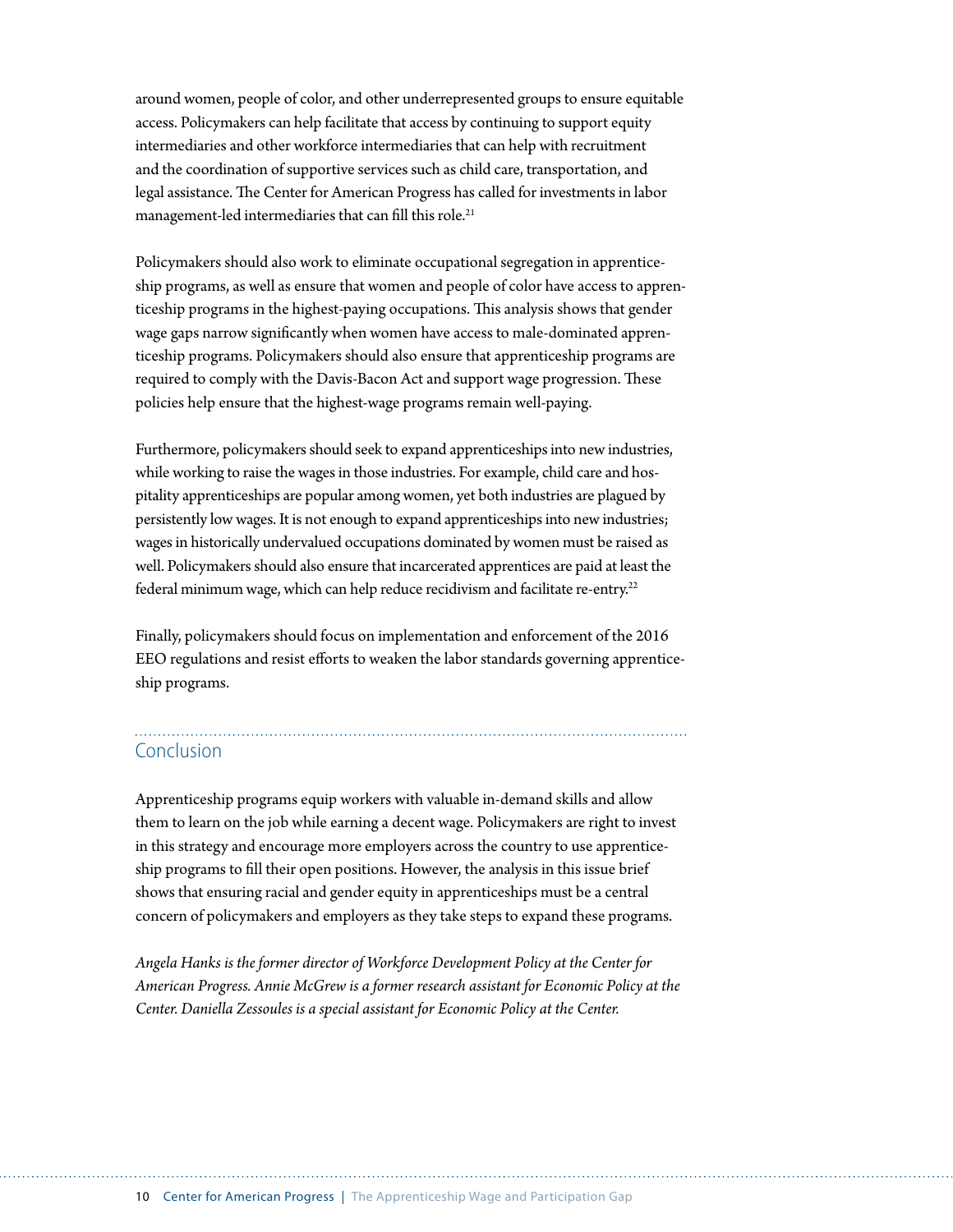around women, people of color, and other underrepresented groups to ensure equitable access. Policymakers can help facilitate that access by continuing to support equity intermediaries and other workforce intermediaries that can help with recruitment and the coordination of supportive services such as child care, transportation, and legal assistance. The Center for American Progress has called for investments in labor management-led intermediaries that can fill this role.[21]

Policymakers should also work to eliminate occupational segregation in apprenticeship programs, as well as ensure that women and people of color have access to apprenticeship programs in the highest-paying occupations. This analysis shows that gender wage gaps narrow significantly when women have access to male-dominated apprenticeship programs. Policymakers should also ensure that apprenticeship programs are required to comply with the Davis-Bacon Act and support wage progression. These policies help ensure that the highest-wage programs remain well-paying.

Furthermore, policymakers should seek to expand apprenticeships into new industries, while working to raise the wages in those industries. For example, child care and hospitality apprenticeships are popular among women, yet both industries are plagued by persistently low wages. It is not enough to expand apprenticeships into new industries; wages in historically undervalued occupations dominated by women must be raised as well. Policymakers should also ensure that incarcerated apprentices are paid at least the federal minimum wage, which can help reduce recidivism and facilitate re-entry.[22]

Finally, policymakers should focus on implementation and enforcement of the 2016 EEO regulations and resist efforts to weaken the labor standards governing apprenticeship programs.

## Conclusion

Apprenticeship programs equip workers with valuable in-demand skills and allow them to learn on the job while earning a decent wage. Policymakers are right to invest in this strategy and encourage more employers across the country to use apprenticeship programs to fill their open positions. However, the analysis in this issue brief shows that ensuring racial and gender equity in apprenticeships must be a central concern of policymakers and employers as they take steps to expand these programs.

*Angela Hanks is the former director of Workforce Development Policy at the Center for American Progress. Annie McGrew is a former research assistant for Economic Policy at the Center. Daniella Zessoules is a special assistant for Economic Policy at the Center.*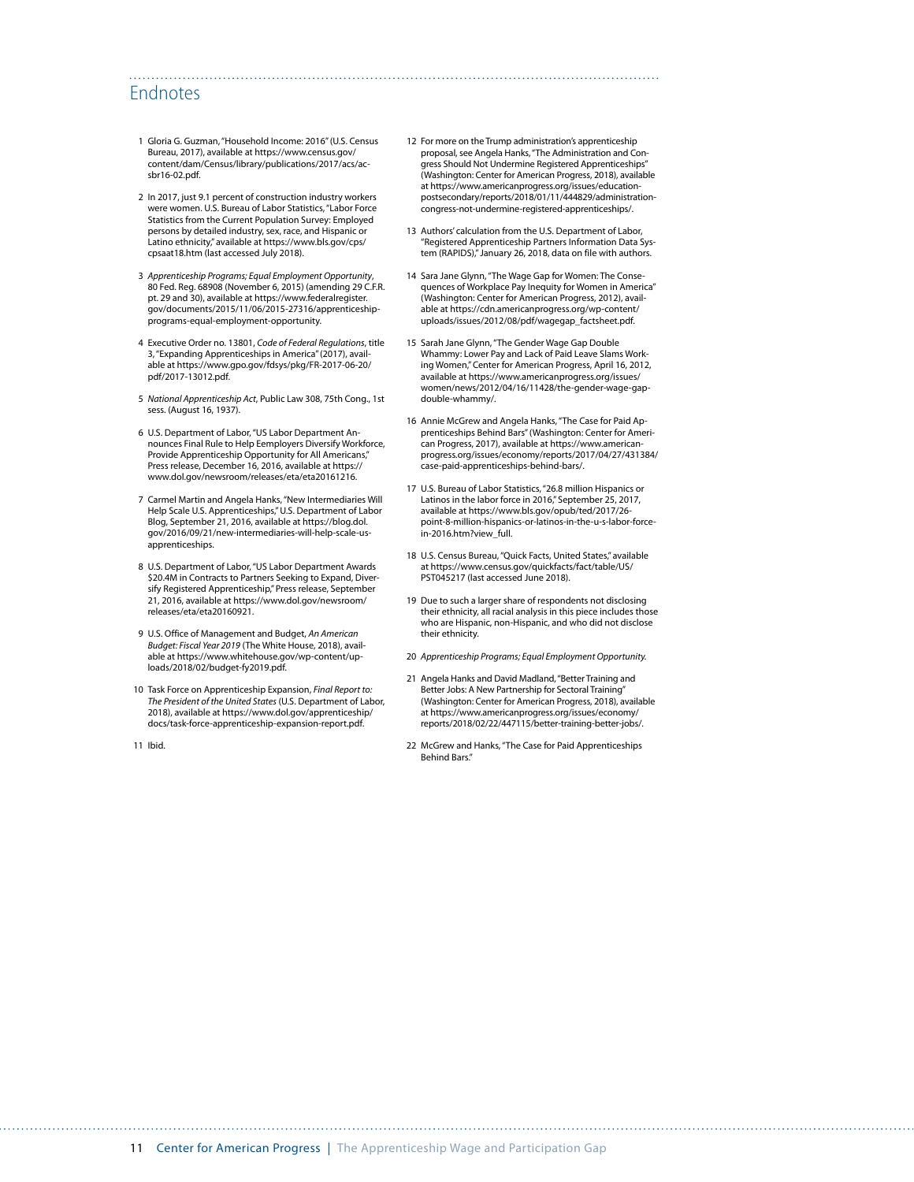## Endnotes

1. Gloria G. Guzman, "Household Income: 2016" (U.S. Census Bureau, 2017), available at https://www.census.gov/content/dam/Census/library/publications/2017/acs/acsbr16-02.pdf.

2. In 2017, just 9.1 percent of construction industry workers were women. U.S. Bureau of Labor Statistics, "Labor Force Statistics from the Current Population Survey: Employed persons by detailed industry, sex, race, and Hispanic or Latino ethnicity," available at https://www.bls.gov/cps/cpsaat18.htm (last accessed July 2018).

3. *Apprenticeship Programs; Equal Employment Opportunity*, 80 Fed. Reg. 68908 (November 6, 2015) (amending 29 C.F.R. pt. 29 and 30), available at https://www.federalregister.gov/documents/2015/11/06/2015-27316/apprenticeship-programs-equal-employment-opportunity.

4. Executive Order no. 13801, *Code of Federal Regulations*, title 3, "Expanding Apprenticeships in America" (2017), available at https://www.gpo.gov/fdsys/pkg/FR-2017-06-20/pdf/2017-13012.pdf.

5. *National Apprenticeship Act*, Public Law 308, 75th Cong., 1st sess. (August 16, 1937).

6. U.S. Department of Labor, "US Labor Department Announces Final Rule to Help Employers Diversify Workforce, Provide Apprenticeship Opportunity for All Americans," Press release, December 16, 2016, available at https://www.dol.gov/newsroom/releases/eta/eta20161216.

7. Carmel Martin and Angela Hanks, "New Intermediaries Will Help Scale U.S. Apprenticeships," U.S. Department of Labor Blog, September 21, 2016, available at https://blog.dol.gov/2016/09/21/new-intermediaries-will-help-scale-us-apprenticeships.

8. U.S. Department of Labor, "US Labor Department Awards $20.4M in Contracts to Partners Seeking to Expand, Diversify Registered Apprenticeship," Press release, September 21, 2016, available at https://www.dol.gov/newsroom/releases/eta/eta20160921.

9. U.S. Office of Management and Budget, *An American Budget: Fiscal Year 2019* (The White House, 2018), available at https://www.whitehouse.gov/wp-content/uploads/2018/02/budget-fy2019.pdf.

10. Task Force on Apprenticeship Expansion, *Final Report to: The President of the United States* (U.S. Department of Labor, 2018), available at https://www.dol.gov/apprenticeship/docs/task-force-apprenticeship-expansion-report.pdf.

11. Ibid.

12. For more on the Trump administration's apprenticeship proposal, see Angela Hanks, "The Administration and Congress Should Not Undermine Registered Apprenticeships" (Washington: Center for American Progress, 2018), available at https://www.americanprogress.org/issues/education-postsecondary/reports/2018/01/11/444829/administration-congress-not-undermine-registered-apprenticeships/.

13. Authors' calculation from the U.S. Department of Labor, "Registered Apprenticeship Partners Information Data System (RAPIDS)," January 26, 2018, data on file with authors.

14. Sara Jane Glynn, "The Wage Gap for Women: The Consequences of Workplace Pay Inequity for Women in America" (Washington: Center for American Progress, 2012), available at https://cdn.americanprogress.org/wp-content/uploads/issues/2012/08/pdf/wagegap_factsheet.pdf.

15. Sarah Jane Glynn, "The Gender Wage Gap Double Whammy: Lower Pay and Lack of Paid Leave Slams Working Women," Center for American Progress, April 16, 2012, available at https://www.americanprogress.org/issues/women/news/2012/04/16/11428/the-gender-wage-gap-double-whammy/.

16. Annie McGrew and Angela Hanks, "The Case for Paid Apprenticeships Behind Bars" (Washington: Center for American Progress, 2017), available at https://www.americanprogress.org/issues/economy/reports/2017/04/27/431384/case-paid-apprenticeships-behind-bars/.

17. U.S. Bureau of Labor Statistics, "26.8 million Hispanics or Latinos in the labor force in 2016," September 25, 2017, available at https://www.bls.gov/opub/ted/2017/26-point-8-million-hispanics-or-latinos-in-the-u-s-labor-force-in-2016.htm?view_full.

18. U.S. Census Bureau, "Quick Facts, United States," available at https://www.census.gov/quickfacts/fact/table/US/PST045217 (last accessed June 2018).

19. Due to such a larger share of respondents not disclosing their ethnicity, all racial analysis in this piece includes those who are Hispanic, non-Hispanic, and who did not disclose their ethnicity.

20. *Apprenticeship Programs; Equal Employment Opportunity.*

21. Angela Hanks and David Madland, "Better Training and Better Jobs: A New Partnership for Sectoral Training" (Washington: Center for American Progress, 2018), available at https://www.americanprogress.org/issues/economy/reports/2018/02/22/447115/better-training-better-jobs/.

22. McGrew and Hanks, "The Case for Paid Apprenticeships Behind Bars."